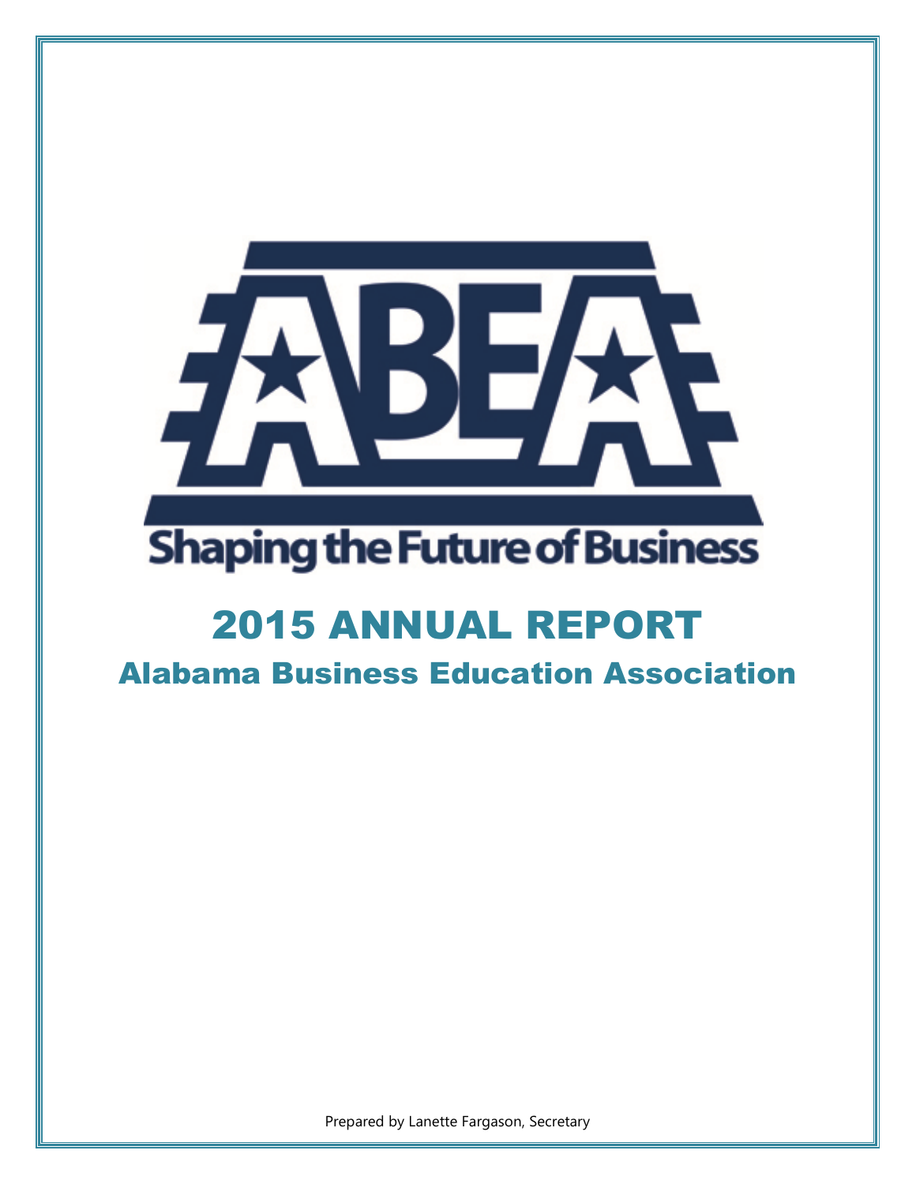ABEA

Shaping the Future of Business

# 2015 ANNUAL REPORT

## Alabama Business Education Association

Prepared by Lanette Fargason, Secretary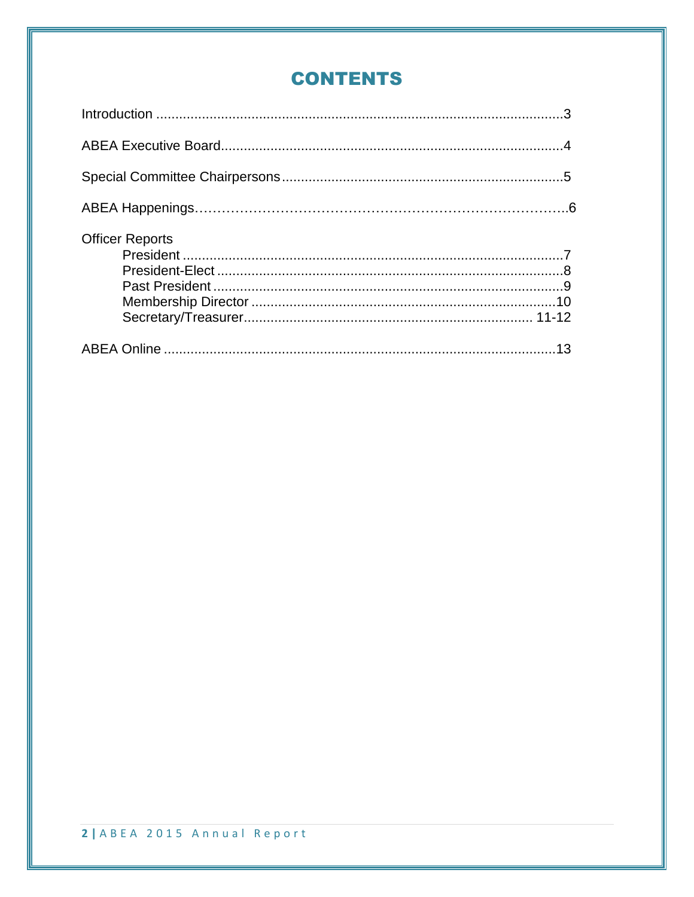# CONTENTS

Introduction ..........................................................................................................3

ABEA Executive Board........................................................................................4

Special Committee Chairpersons.........................................................................5

ABEA Happenings………………………………………………………………………..6

Officer Reports

- President ..................................................................................................7
- President-Elect .........................................................................................8
- Past President ..........................................................................................9
- Membership Director ..............................................................................10
- Secretary/Treasurer......................................................................... 11-12

ABEA Online .....................................................................................................13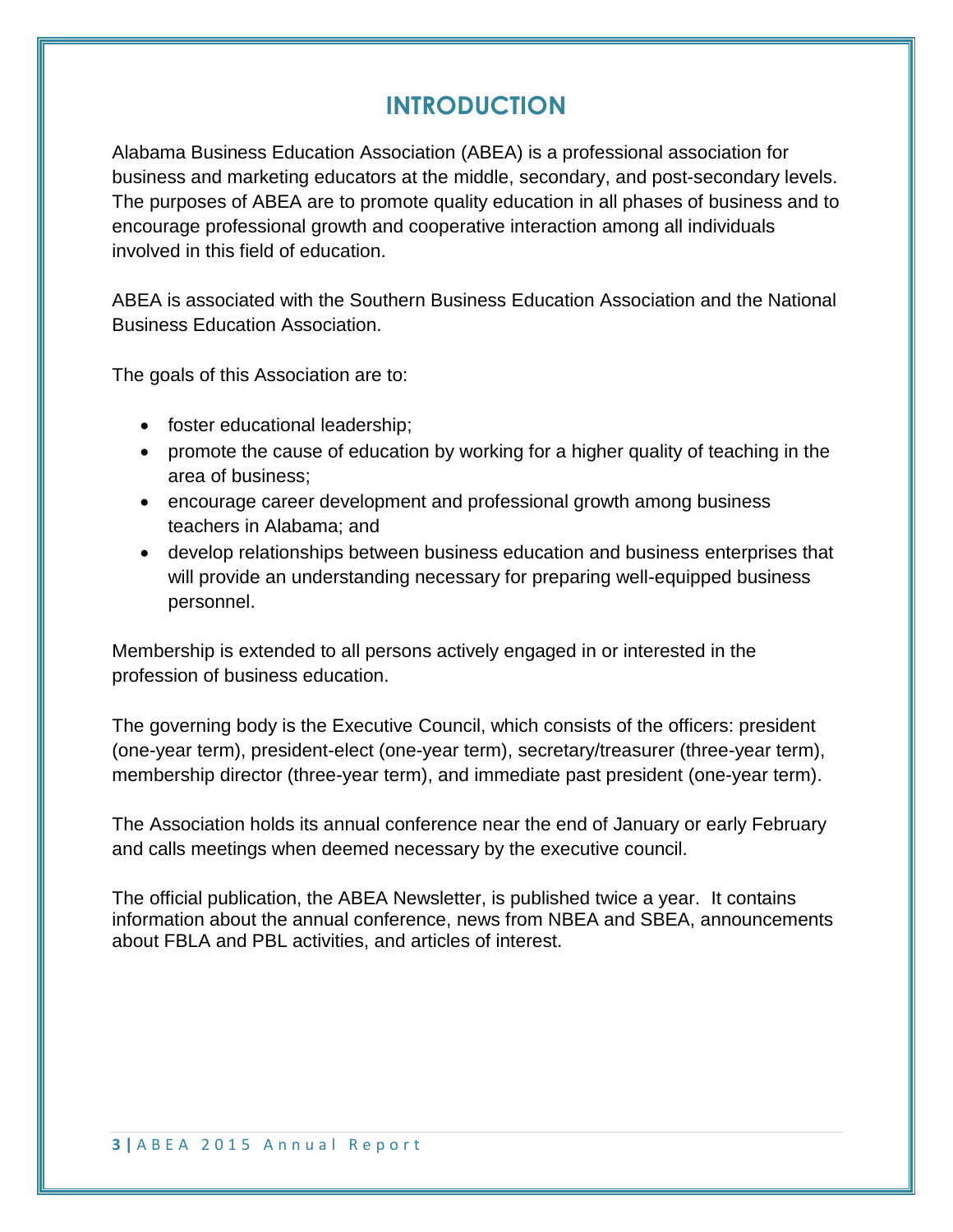# INTRODUCTION

Alabama Business Education Association (ABEA) is a professional association for business and marketing educators at the middle, secondary, and post-secondary levels. The purposes of ABEA are to promote quality education in all phases of business and to encourage professional growth and cooperative interaction among all individuals involved in this field of education.

ABEA is associated with the Southern Business Education Association and the National Business Education Association.

The goals of this Association are to:

- foster educational leadership;
- promote the cause of education by working for a higher quality of teaching in the area of business;
- encourage career development and professional growth among business teachers in Alabama; and
- develop relationships between business education and business enterprises that will provide an understanding necessary for preparing well-equipped business personnel.

Membership is extended to all persons actively engaged in or interested in the profession of business education.

The governing body is the Executive Council, which consists of the officers: president (one-year term), president-elect (one-year term), secretary/treasurer (three-year term), membership director (three-year term), and immediate past president (one-year term).

The Association holds its annual conference near the end of January or early February and calls meetings when deemed necessary by the executive council.

The official publication, the ABEA Newsletter, is published twice a year. It contains information about the annual conference, news from NBEA and SBEA, announcements about FBLA and PBL activities, and articles of interest.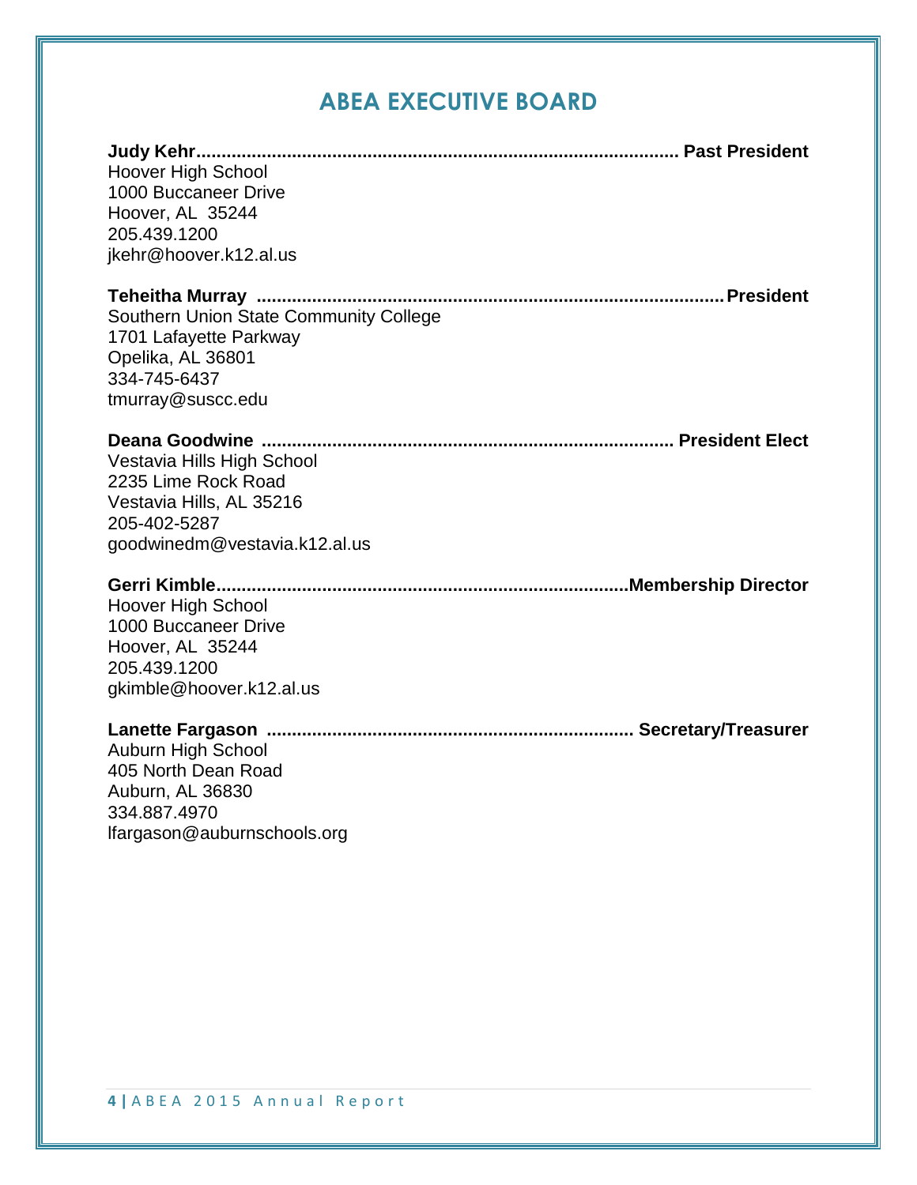# ABEA EXECUTIVE BOARD

**Judy Kehr............................................................................................... Past President**
Hoover High School
1000 Buccaneer Drive
Hoover, AL 35244
205.439.1200
jkehr@hoover.k12.al.us

**Teheitha Murray ..........................................................................................President**
Southern Union State Community College
1701 Lafayette Parkway
Opelika, AL 36801
334-745-6437
tmurray@suscc.edu

**Deana Goodwine ................................................................................ President Elect**
Vestavia Hills High School
2235 Lime Rock Road
Vestavia Hills, AL 35216
205-402-5287
goodwinedm@vestavia.k12.al.us

**Gerri Kimble................................................................................Membership Director**
Hoover High School
1000 Buccaneer Drive
Hoover, AL 35244
205.439.1200
gkimble@hoover.k12.al.us

**Lanette Fargason ...................................................................... Secretary/Treasurer**
Auburn High School
405 North Dean Road
Auburn, AL 36830
334.887.4970
lfargason@auburnschools.org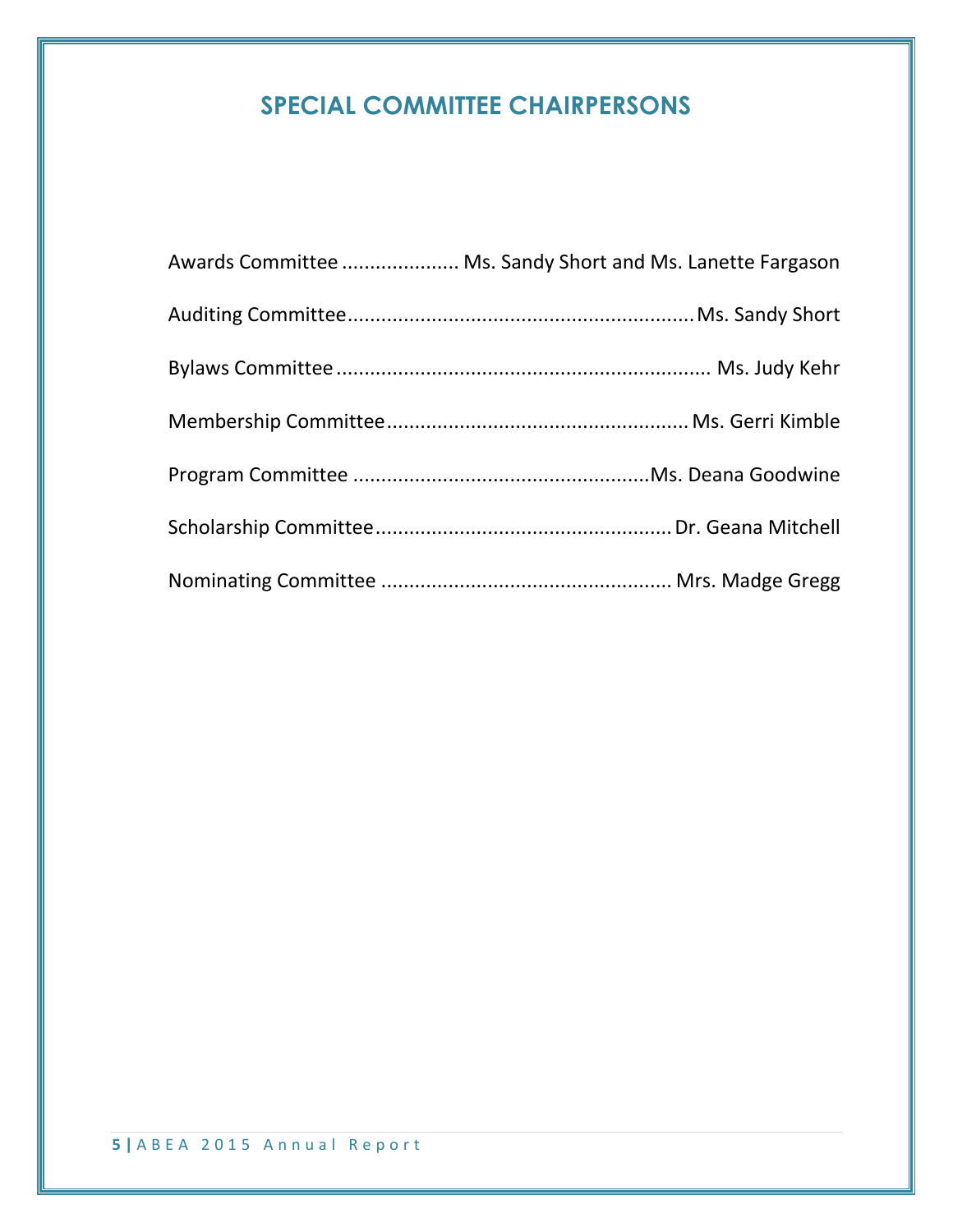# SPECIAL COMMITTEE CHAIRPERSONS

Awards Committee .................... Ms. Sandy Short and Ms. Lanette Fargason

Auditing Committee............................................................Ms. Sandy Short

Bylaws Committee ................................................................. Ms. Judy Kehr

Membership Committee.....................................................Ms. Gerri Kimble

Program Committee ....................................................Ms. Deana Goodwine

Scholarship Committee....................................................Dr. Geana Mitchell

Nominating Committee .................................................. Mrs. Madge Gregg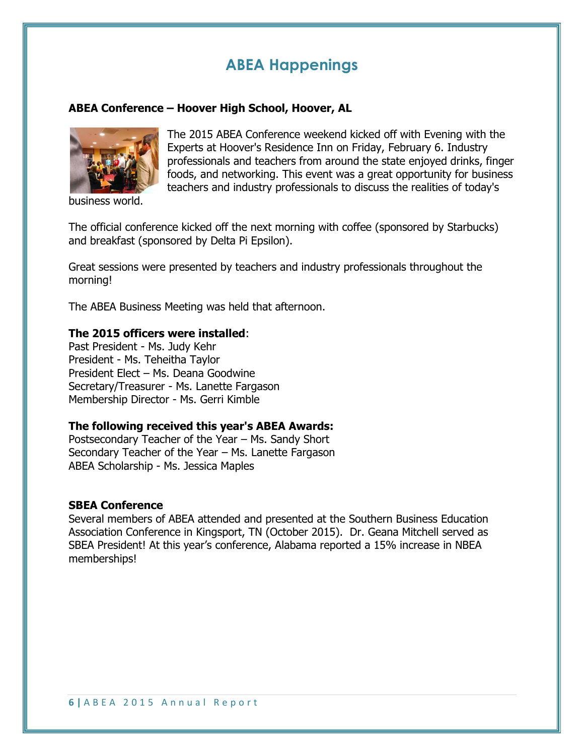# ABEA Happenings

**ABEA Conference – Hoover High School, Hoover, AL**

The 2015 ABEA Conference weekend kicked off with Evening with the Experts at Hoover's Residence Inn on Friday, February 6. Industry professionals and teachers from around the state enjoyed drinks, finger foods, and networking. This event was a great opportunity for business teachers and industry professionals to discuss the realities of today's business world.

The official conference kicked off the next morning with coffee (sponsored by Starbucks) and breakfast (sponsored by Delta Pi Epsilon).

Great sessions were presented by teachers and industry professionals throughout the morning!

The ABEA Business Meeting was held that afternoon.

**The 2015 officers were installed**:
Past President - Ms. Judy Kehr
President - Ms. Teheitha Taylor
President Elect – Ms. Deana Goodwine
Secretary/Treasurer - Ms. Lanette Fargason
Membership Director - Ms. Gerri Kimble

**The following received this year's ABEA Awards:**
Postsecondary Teacher of the Year – Ms. Sandy Short
Secondary Teacher of the Year – Ms. Lanette Fargason
ABEA Scholarship - Ms. Jessica Maples

**SBEA Conference**
Several members of ABEA attended and presented at the Southern Business Education Association Conference in Kingsport, TN (October 2015). Dr. Geana Mitchell served as SBEA President! At this year's conference, Alabama reported a 15% increase in NBEA memberships!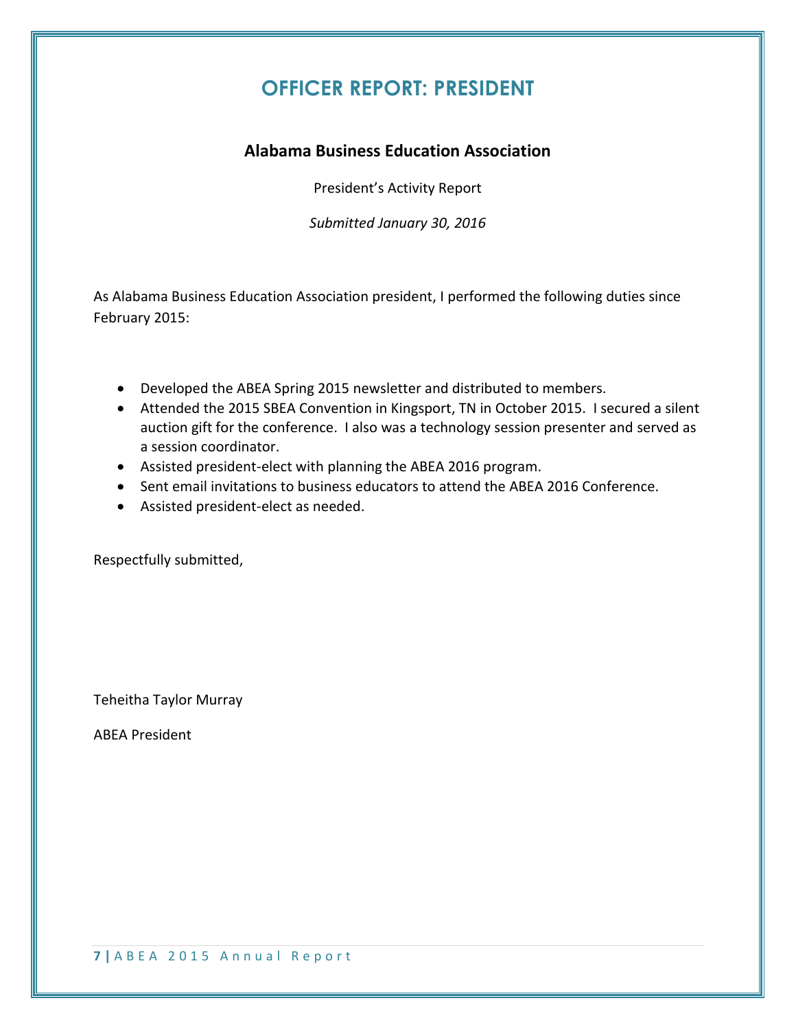# OFFICER REPORT: PRESIDENT

## Alabama Business Education Association

President's Activity Report

*Submitted January 30, 2016*

As Alabama Business Education Association president, I performed the following duties since February 2015:

- Developed the ABEA Spring 2015 newsletter and distributed to members.
- Attended the 2015 SBEA Convention in Kingsport, TN in October 2015. I secured a silent auction gift for the conference. I also was a technology session presenter and served as a session coordinator.
- Assisted president-elect with planning the ABEA 2016 program.
- Sent email invitations to business educators to attend the ABEA 2016 Conference.
- Assisted president-elect as needed.

Respectfully submitted,

Teheitha Taylor Murray

ABEA President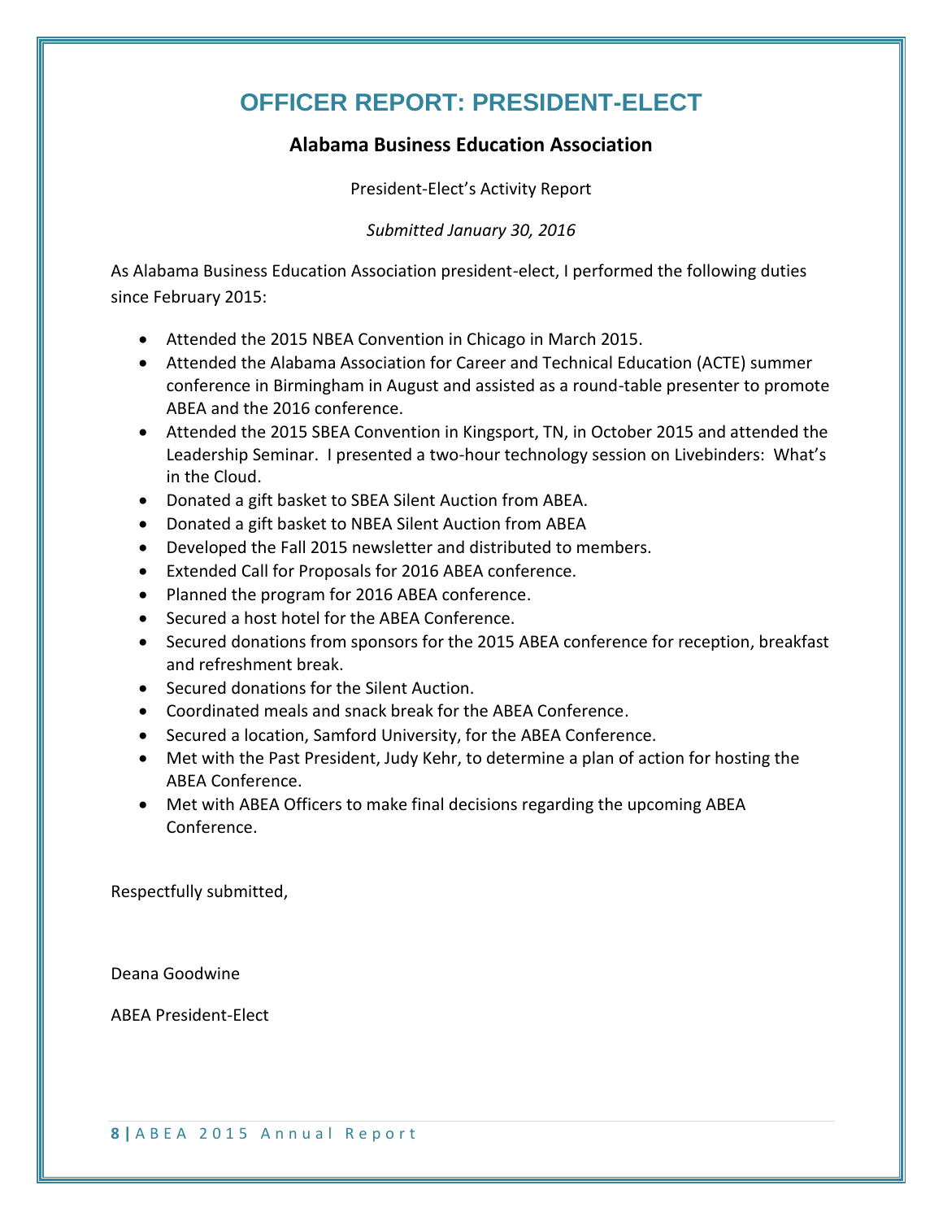# OFFICER REPORT: PRESIDENT-ELECT

## Alabama Business Education Association

President-Elect's Activity Report

*Submitted January 30, 2016*

As Alabama Business Education Association president-elect, I performed the following duties since February 2015:

- Attended the 2015 NBEA Convention in Chicago in March 2015.
- Attended the Alabama Association for Career and Technical Education (ACTE) summer conference in Birmingham in August and assisted as a round-table presenter to promote ABEA and the 2016 conference.
- Attended the 2015 SBEA Convention in Kingsport, TN, in October 2015 and attended the Leadership Seminar. I presented a two-hour technology session on Livebinders: What's in the Cloud.
- Donated a gift basket to SBEA Silent Auction from ABEA.
- Donated a gift basket to NBEA Silent Auction from ABEA
- Developed the Fall 2015 newsletter and distributed to members.
- Extended Call for Proposals for 2016 ABEA conference.
- Planned the program for 2016 ABEA conference.
- Secured a host hotel for the ABEA Conference.
- Secured donations from sponsors for the 2015 ABEA conference for reception, breakfast and refreshment break.
- Secured donations for the Silent Auction.
- Coordinated meals and snack break for the ABEA Conference.
- Secured a location, Samford University, for the ABEA Conference.
- Met with the Past President, Judy Kehr, to determine a plan of action for hosting the ABEA Conference.
- Met with ABEA Officers to make final decisions regarding the upcoming ABEA Conference.

Respectfully submitted,

Deana Goodwine

ABEA President-Elect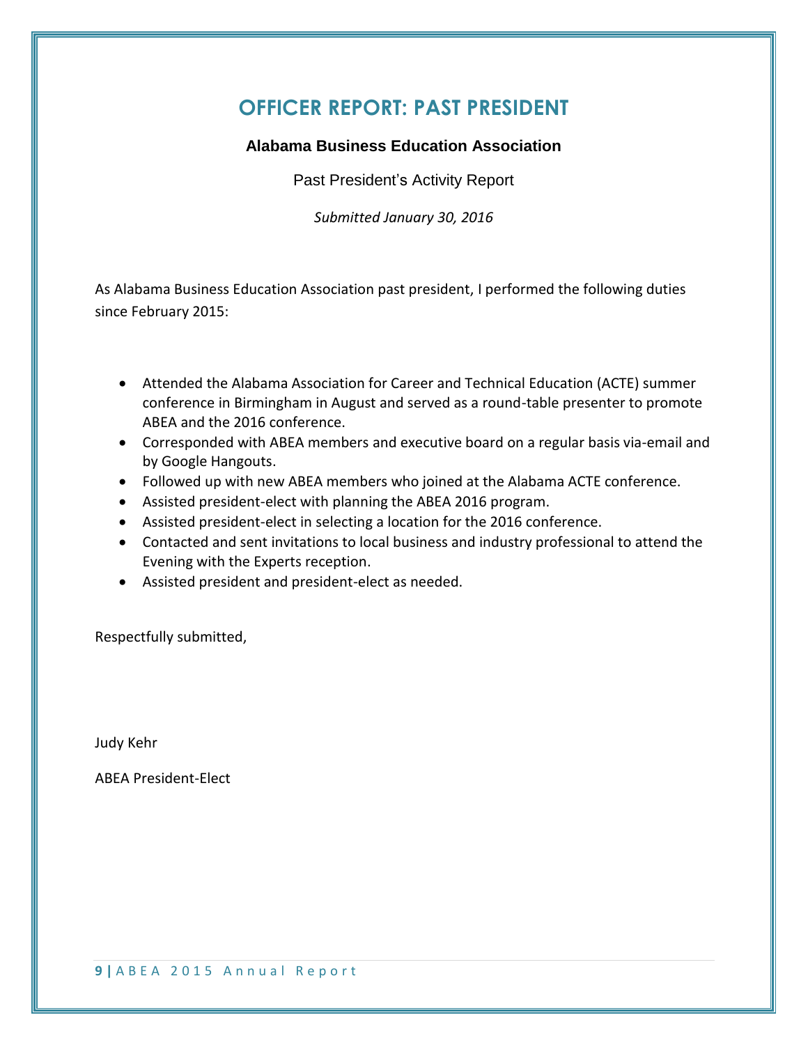# OFFICER REPORT: PAST PRESIDENT

**Alabama Business Education Association**

Past President's Activity Report

*Submitted January 30, 2016*

As Alabama Business Education Association past president, I performed the following duties since February 2015:

- Attended the Alabama Association for Career and Technical Education (ACTE) summer conference in Birmingham in August and served as a round-table presenter to promote ABEA and the 2016 conference.
- Corresponded with ABEA members and executive board on a regular basis via-email and by Google Hangouts.
- Followed up with new ABEA members who joined at the Alabama ACTE conference.
- Assisted president-elect with planning the ABEA 2016 program.
- Assisted president-elect in selecting a location for the 2016 conference.
- Contacted and sent invitations to local business and industry professional to attend the Evening with the Experts reception.
- Assisted president and president-elect as needed.

Respectfully submitted,

Judy Kehr

ABEA President-Elect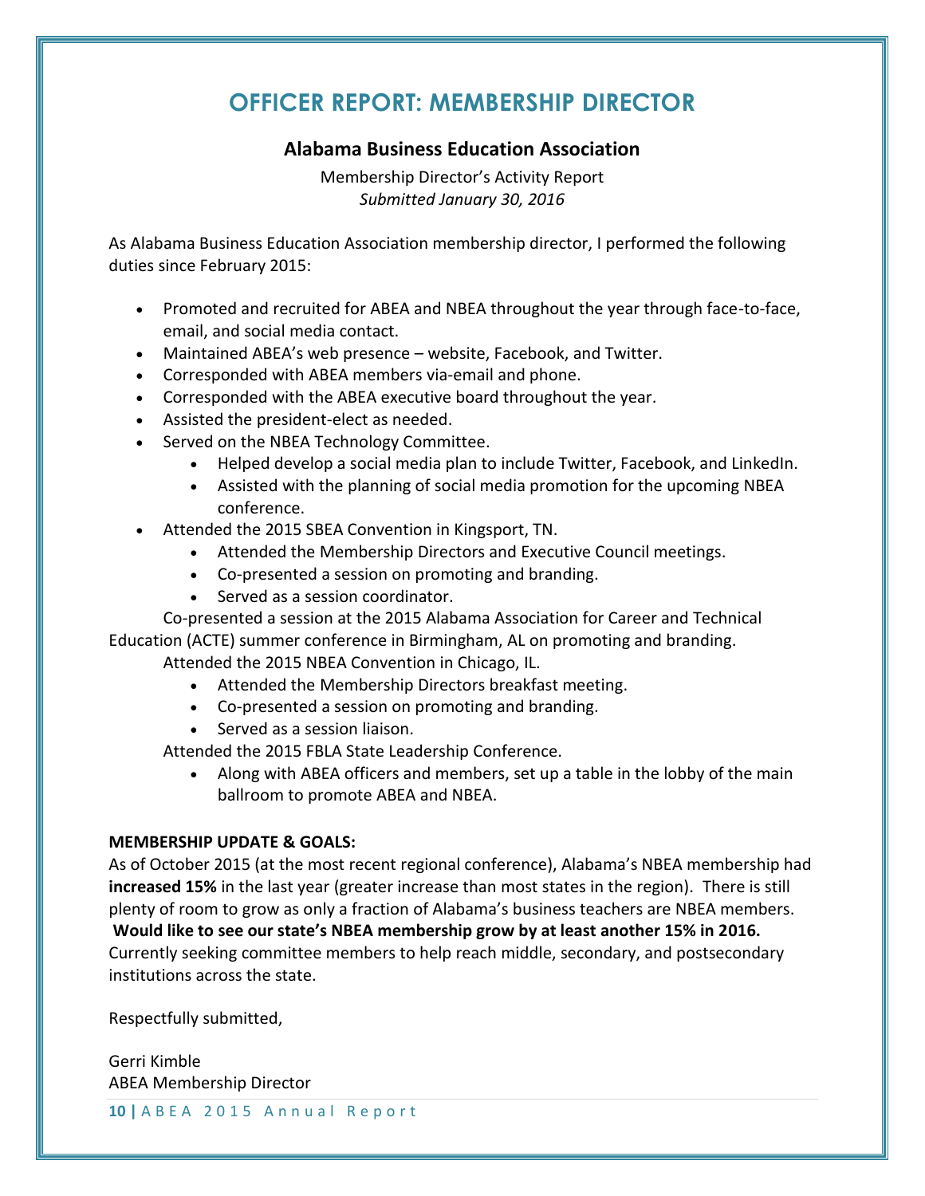# OFFICER REPORT: MEMBERSHIP DIRECTOR

## Alabama Business Education Association

Membership Director's Activity Report
*Submitted January 30, 2016*

As Alabama Business Education Association membership director, I performed the following duties since February 2015:

- Promoted and recruited for ABEA and NBEA throughout the year through face-to-face, email, and social media contact.
- Maintained ABEA's web presence – website, Facebook, and Twitter.
- Corresponded with ABEA members via-email and phone.
- Corresponded with the ABEA executive board throughout the year.
- Assisted the president-elect as needed.
- Served on the NBEA Technology Committee.
    - Helped develop a social media plan to include Twitter, Facebook, and LinkedIn.
    - Assisted with the planning of social media promotion for the upcoming NBEA conference.
- Attended the 2015 SBEA Convention in Kingsport, TN.
    - Attended the Membership Directors and Executive Council meetings.
    - Co-presented a session on promoting and branding.
    - Served as a session coordinator.

Co-presented a session at the 2015 Alabama Association for Career and Technical Education (ACTE) summer conference in Birmingham, AL on promoting and branding.

Attended the 2015 NBEA Convention in Chicago, IL.

- Attended the Membership Directors breakfast meeting.
- Co-presented a session on promoting and branding.
- Served as a session liaison.

Attended the 2015 FBLA State Leadership Conference.

- Along with ABEA officers and members, set up a table in the lobby of the main ballroom to promote ABEA and NBEA.

**MEMBERSHIP UPDATE & GOALS:**
As of October 2015 (at the most recent regional conference), Alabama's NBEA membership had **increased 15%** in the last year (greater increase than most states in the region). There is still plenty of room to grow as only a fraction of Alabama's business teachers are NBEA members. **Would like to see our state's NBEA membership grow by at least another 15% in 2016.** Currently seeking committee members to help reach middle, secondary, and postsecondary institutions across the state.

Respectfully submitted,

Gerri Kimble
ABEA Membership Director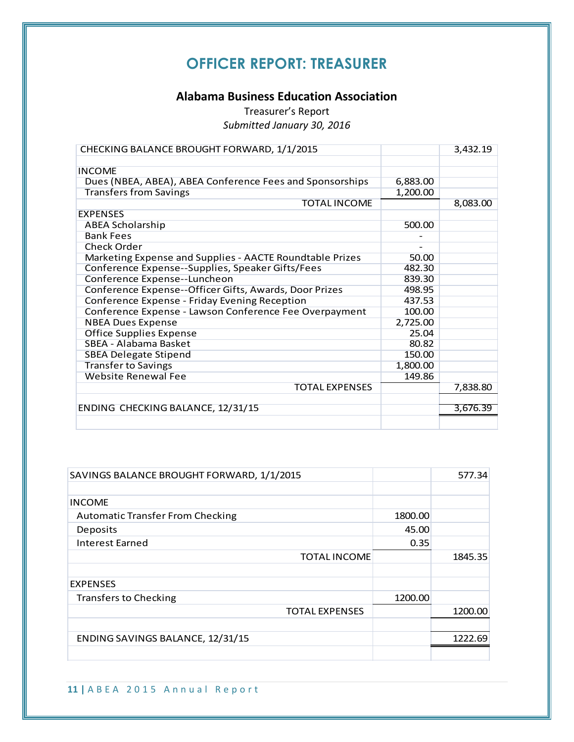# OFFICER REPORT: TREASURER

**Alabama Business Education Association**

Treasurer's Report

*Submitted January 30, 2016*

| | | |
|---|---|---|
| CHECKING BALANCE BROUGHT FORWARD, 1/1/2015 | | 3,432.19 |
| | | |
| INCOME | | |
| Dues (NBEA, ABEA), ABEA Conference Fees and Sponsorships | 6,883.00 | |
| Transfers from Savings | 1,200.00 | |
| TOTAL INCOME | | 8,083.00 |
| EXPENSES | | |
| ABEA Scholarship | 500.00 | |
| Bank Fees | - | |
| Check Order | - | |
| Marketing Expense and Supplies - AACTE Roundtable Prizes | 50.00 | |
| Conference Expense--Supplies, Speaker Gifts/Fees | 482.30 | |
| Conference Expense--Luncheon | 839.30 | |
| Conference Expense--Officer Gifts, Awards, Door Prizes | 498.95 | |
| Conference Expense - Friday Evening Reception | 437.53 | |
| Conference Expense - Lawson Conference Fee Overpayment | 100.00 | |
| NBEA Dues Expense | 2,725.00 | |
| Office Supplies Expense | 25.04 | |
| SBEA - Alabama Basket | 80.82 | |
| SBEA Delegate Stipend | 150.00 | |
| Transfer to Savings | 1,800.00 | |
| Website Renewal Fee | 149.86 | |
| TOTAL EXPENSES | | 7,838.80 |
| | | |
| ENDING CHECKING BALANCE, 12/31/15 | | 3,676.39 |

| | | |
|---|---|---|
| SAVINGS BALANCE BROUGHT FORWARD, 1/1/2015 | | 577.34 |
| | | |
| INCOME | | |
| Automatic Transfer From Checking | 1800.00 | |
| Deposits | 45.00 | |
| Interest Earned | 0.35 | |
| TOTAL INCOME | | 1845.35 |
| | | |
| EXPENSES | | |
| Transfers to Checking | 1200.00 | |
| TOTAL EXPENSES | | 1200.00 |
| | | |
| ENDING SAVINGS BALANCE, 12/31/15 | | 1222.69 |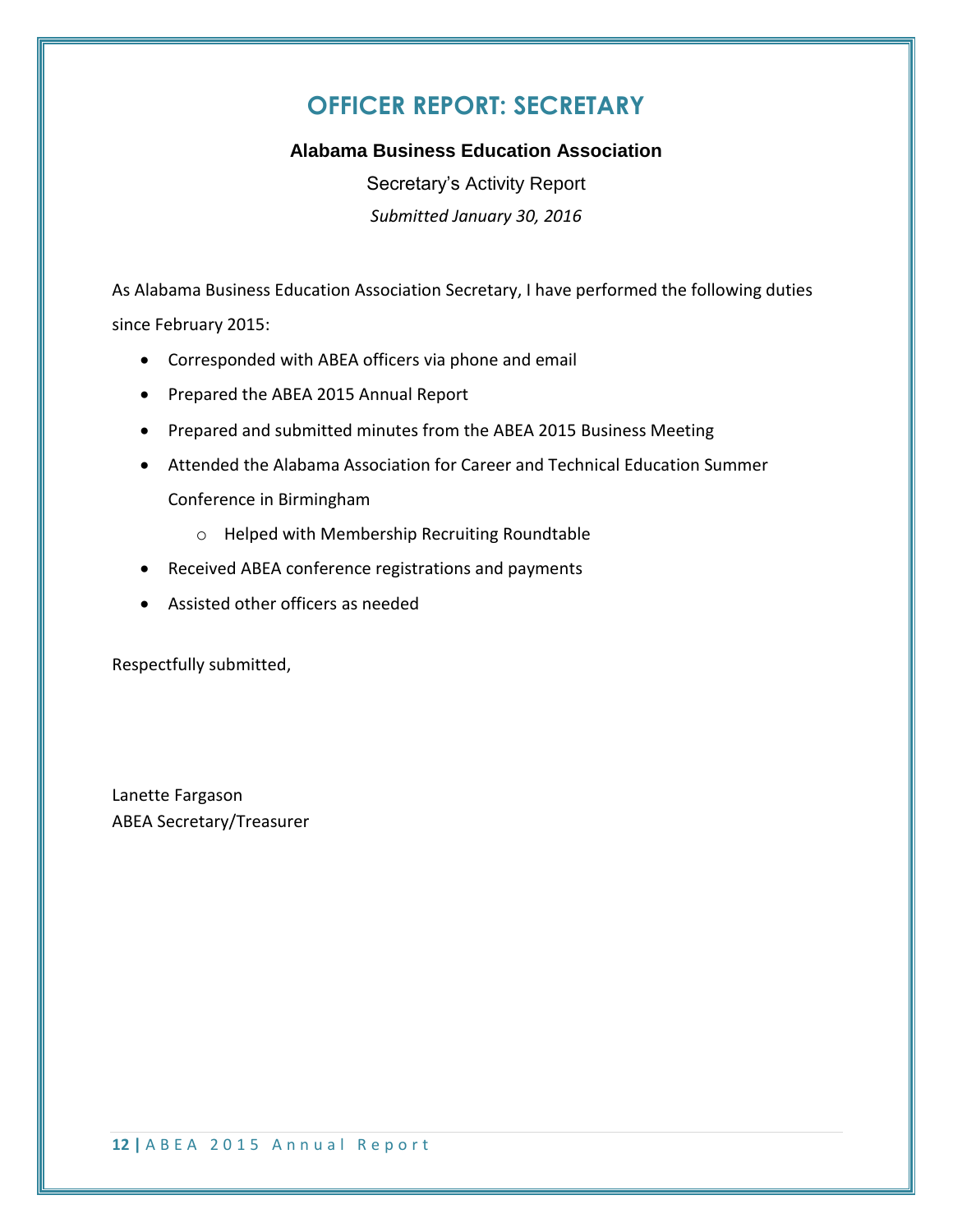# OFFICER REPORT: SECRETARY

**Alabama Business Education Association**

Secretary's Activity Report

*Submitted January 30, 2016*

As Alabama Business Education Association Secretary, I have performed the following duties since February 2015:

- Corresponded with ABEA officers via phone and email
- Prepared the ABEA 2015 Annual Report
- Prepared and submitted minutes from the ABEA 2015 Business Meeting
- Attended the Alabama Association for Career and Technical Education Summer Conference in Birmingham
    - Helped with Membership Recruiting Roundtable
- Received ABEA conference registrations and payments
- Assisted other officers as needed

Respectfully submitted,

Lanette Fargason
ABEA Secretary/Treasurer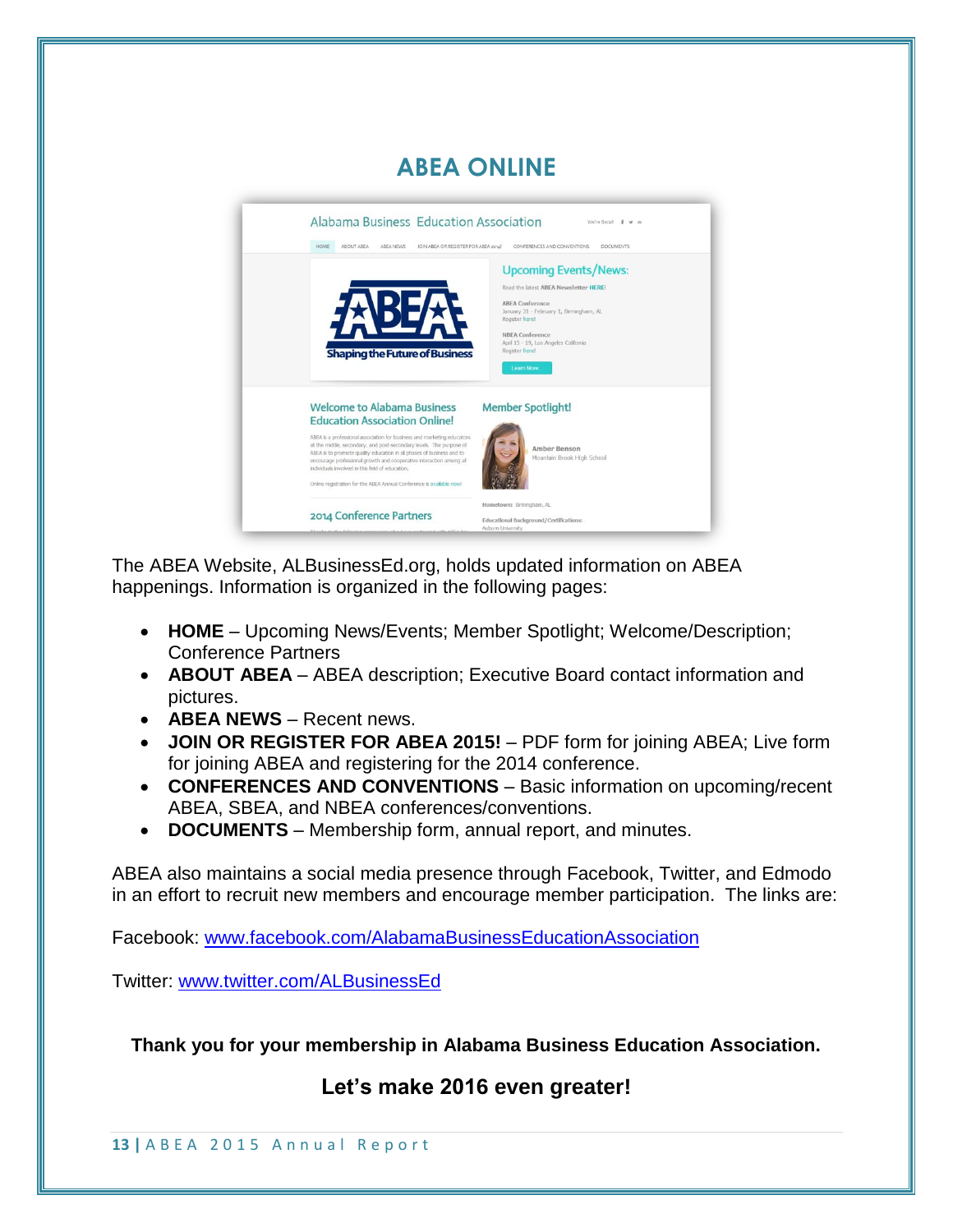# ABEA ONLINE

The ABEA Website, ALBusinessEd.org, holds updated information on ABEA happenings. Information is organized in the following pages:

- **HOME** – Upcoming News/Events; Member Spotlight; Welcome/Description; Conference Partners
- **ABOUT ABEA** – ABEA description; Executive Board contact information and pictures.
- **ABEA NEWS** – Recent news.
- **JOIN OR REGISTER FOR ABEA 2015!** – PDF form for joining ABEA; Live form for joining ABEA and registering for the 2014 conference.
- **CONFERENCES AND CONVENTIONS** – Basic information on upcoming/recent ABEA, SBEA, and NBEA conferences/conventions.
- **DOCUMENTS** – Membership form, annual report, and minutes.

ABEA also maintains a social media presence through Facebook, Twitter, and Edmodo in an effort to recruit new members and encourage member participation. The links are:

Facebook: www.facebook.com/AlabamaBusinessEducationAssociation

Twitter: www.twitter.com/ALBusinessEd

**Thank you for your membership in Alabama Business Education Association.**

**Let's make 2016 even greater!**